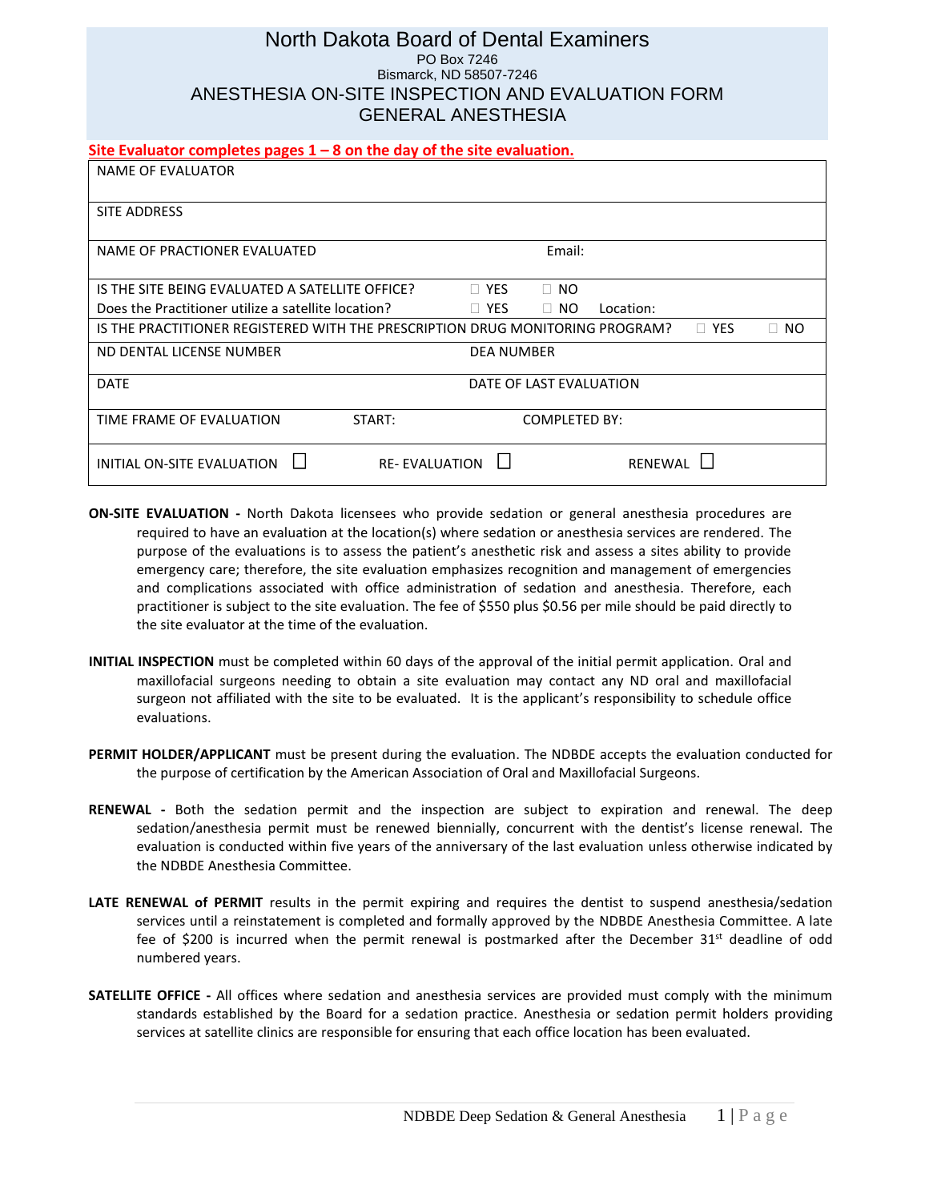# North Dakota Board of Dental Examiners

PO Box 7246
Bismarck, ND 58507-7246

## ANESTHESIA ON-SITE INSPECTION AND EVALUATION FORM
## GENERAL ANESTHESIA

**Site Evaluator completes pages 1 – 8 on the day of the site evaluation.**

| | | |
|---|---|---|
| NAME OF EVALUATOR | | |
| SITE ADDRESS | | |
| NAME OF PRACTIONER EVALUATED | | Email: |
| IS THE SITE BEING EVALUATED A SATELLITE OFFICE? | ☐ YES ☐ NO | |
| Does the Practitioner utilize a satellite location? | ☐ YES ☐ NO | Location: |
| IS THE PRACTITIONER REGISTERED WITH THE PRESCRIPTION DRUG MONITORING PROGRAM? ☐ YES ☐ NO | | |
| ND DENTAL LICENSE NUMBER | DEA NUMBER | |
| DATE | DATE OF LAST EVALUATION | |
| TIME FRAME OF EVALUATION | START: | COMPLETED BY: |
| INITIAL ON-SITE EVALUATION ☐ | RE- EVALUATION ☐ | RENEWAL ☐ |

**ON-SITE EVALUATION -** North Dakota licensees who provide sedation or general anesthesia procedures are required to have an evaluation at the location(s) where sedation or anesthesia services are rendered. The purpose of the evaluations is to assess the patient's anesthetic risk and assess a sites ability to provide emergency care; therefore, the site evaluation emphasizes recognition and management of emergencies and complications associated with office administration of sedation and anesthesia. Therefore, each practitioner is subject to the site evaluation. The fee of $550 plus $0.56 per mile should be paid directly to the site evaluator at the time of the evaluation.

**INITIAL INSPECTION** must be completed within 60 days of the approval of the initial permit application. Oral and maxillofacial surgeons needing to obtain a site evaluation may contact any ND oral and maxillofacial surgeon not affiliated with the site to be evaluated. It is the applicant's responsibility to schedule office evaluations.

**PERMIT HOLDER/APPLICANT** must be present during the evaluation. The NDBDE accepts the evaluation conducted for the purpose of certification by the American Association of Oral and Maxillofacial Surgeons.

**RENEWAL -** Both the sedation permit and the inspection are subject to expiration and renewal. The deep sedation/anesthesia permit must be renewed biennially, concurrent with the dentist's license renewal. The evaluation is conducted within five years of the anniversary of the last evaluation unless otherwise indicated by the NDBDE Anesthesia Committee.

**LATE RENEWAL of PERMIT** results in the permit expiring and requires the dentist to suspend anesthesia/sedation services until a reinstatement is completed and formally approved by the NDBDE Anesthesia Committee. A late fee of $200 is incurred when the permit renewal is postmarked after the December 31st deadline of odd numbered years.

**SATELLITE OFFICE -** All offices where sedation and anesthesia services are provided must comply with the minimum standards established by the Board for a sedation practice. Anesthesia or sedation permit holders providing services at satellite clinics are responsible for ensuring that each office location has been evaluated.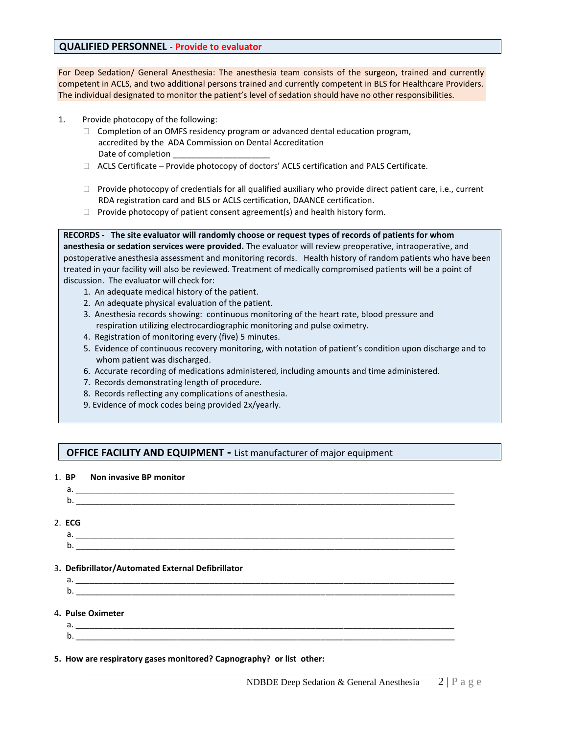## QUALIFIED PERSONNEL - Provide to evaluator

For Deep Sedation/ General Anesthesia: The anesthesia team consists of the surgeon, trained and currently competent in ACLS, and two additional persons trained and currently competent in BLS for Healthcare Providers. The individual designated to monitor the patient's level of sedation should have no other responsibilities.

1. Provide photocopy of the following:
   - ☐ Completion of an OMFS residency program or advanced dental education program, accredited by the ADA Commission on Dental Accreditation
     Date of completion _____________________
   - ☐ ACLS Certificate – Provide photocopy of doctors' ACLS certification and PALS Certificate.
   - ☐ Provide photocopy of credentials for all qualified auxiliary who provide direct patient care, i.e., current RDA registration card and BLS or ACLS certification, DAANCE certification.
   - ☐ Provide photocopy of patient consent agreement(s) and health history form.

**RECORDS - The site evaluator will randomly choose or request types of records of patients for whom anesthesia or sedation services were provided.** The evaluator will review preoperative, intraoperative, and postoperative anesthesia assessment and monitoring records. Health history of random patients who have been treated in your facility will also be reviewed. Treatment of medically compromised patients will be a point of discussion. The evaluator will check for:

1. An adequate medical history of the patient.
2. An adequate physical evaluation of the patient.
3. Anesthesia records showing: continuous monitoring of the heart rate, blood pressure and respiration utilizing electrocardiographic monitoring and pulse oximetry.
4. Registration of monitoring every (five) 5 minutes.
5. Evidence of continuous recovery monitoring, with notation of patient's condition upon discharge and to whom patient was discharged.
6. Accurate recording of medications administered, including amounts and time administered.
7. Records demonstrating length of procedure.
8. Records reflecting any complications of anesthesia.
9. Evidence of mock codes being provided 2x/yearly.

## OFFICE FACILITY AND EQUIPMENT - List manufacturer of major equipment

1. **BP Non invasive BP monitor**
   a. ________________________________________________
   b. ________________________________________________

2. **ECG**
   a. ________________________________________________
   b. ________________________________________________

3. **Defibrillator/Automated External Defibrillator**
   a. ________________________________________________
   b. ________________________________________________

4. **Pulse Oximeter**
   a. ________________________________________________
   b. ________________________________________________

5. **How are respiratory gases monitored? Capnography? or list other:**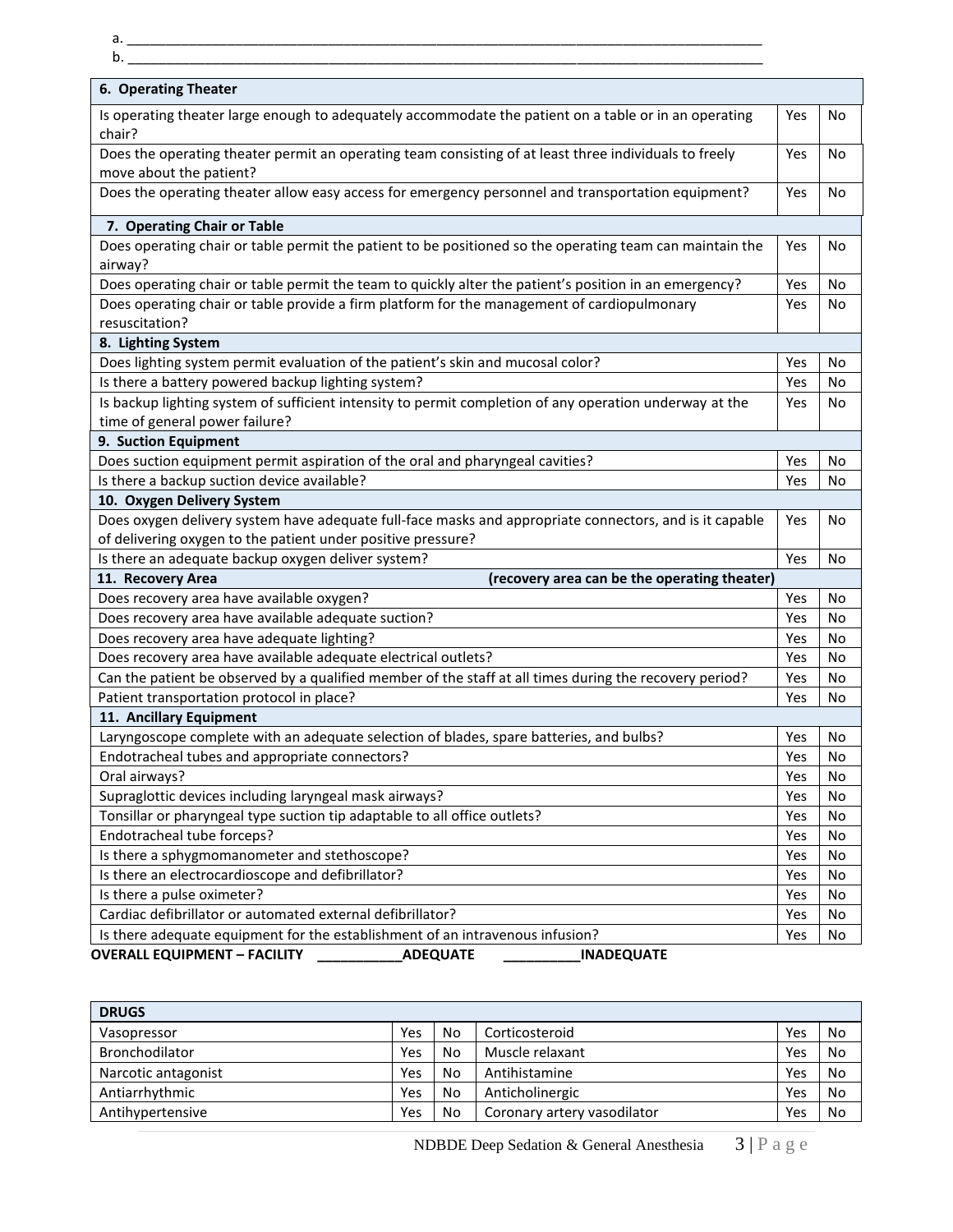a. ________________________________________________________________________________

b. ________________________________________________________________________________

| 6. Operating Theater | | |
|---|---|---|
| Is operating theater large enough to adequately accommodate the patient on a table or in an operating chair? | Yes | No |
| Does the operating theater permit an operating team consisting of at least three individuals to freely move about the patient? | Yes | No |
| Does the operating theater allow easy access for emergency personnel and transportation equipment? | Yes | No |
| **7. Operating Chair or Table** | | |
| Does operating chair or table permit the patient to be positioned so the operating team can maintain the airway? | Yes | No |
| Does operating chair or table permit the team to quickly alter the patient's position in an emergency? | Yes | No |
| Does operating chair or table provide a firm platform for the management of cardiopulmonary resuscitation? | Yes | No |
| **8. Lighting System** | | |
| Does lighting system permit evaluation of the patient's skin and mucosal color? | Yes | No |
| Is there a battery powered backup lighting system? | Yes | No |
| Is backup lighting system of sufficient intensity to permit completion of any operation underway at the time of general power failure? | Yes | No |
| **9. Suction Equipment** | | |
| Does suction equipment permit aspiration of the oral and pharyngeal cavities? | Yes | No |
| Is there a backup suction device available? | Yes | No |
| **10. Oxygen Delivery System** | | |
| Does oxygen delivery system have adequate full-face masks and appropriate connectors, and is it capable of delivering oxygen to the patient under positive pressure? | Yes | No |
| Is there an adequate backup oxygen deliver system? | Yes | No |
| **11. Recovery Area** (recovery area can be the operating theater) | | |
| Does recovery area have available oxygen? | Yes | No |
| Does recovery area have available adequate suction? | Yes | No |
| Does recovery area have adequate lighting? | Yes | No |
| Does recovery area have available adequate electrical outlets? | Yes | No |
| Can the patient be observed by a qualified member of the staff at all times during the recovery period? | Yes | No |
| Patient transportation protocol in place? | Yes | No |
| **11. Ancillary Equipment** | | |
| Laryngoscope complete with an adequate selection of blades, spare batteries, and bulbs? | Yes | No |
| Endotracheal tubes and appropriate connectors? | Yes | No |
| Oral airways? | Yes | No |
| Supraglottic devices including laryngeal mask airways? | Yes | No |
| Tonsillar or pharyngeal type suction tip adaptable to all office outlets? | Yes | No |
| Endotracheal tube forceps? | Yes | No |
| Is there a sphygmomanometer and stethoscope? | Yes | No |
| Is there an electrocardioscope and defibrillator? | Yes | No |
| Is there a pulse oximeter? | Yes | No |
| Cardiac defibrillator or automated external defibrillator? | Yes | No |
| Is there adequate equipment for the establishment of an intravenous infusion? | Yes | No |

**OVERALL EQUIPMENT – FACILITY ___________ADEQUATE __________INADEQUATE**

| DRUGS | | | | | |
|---|---|---|---|---|---|
| Vasopressor | Yes | No | Corticosteroid | Yes | No |
| Bronchodilator | Yes | No | Muscle relaxant | Yes | No |
| Narcotic antagonist | Yes | No | Antihistamine | Yes | No |
| Antiarrhythmic | Yes | No | Anticholinergic | Yes | No |
| Antihypertensive | Yes | No | Coronary artery vasodilator | Yes | No |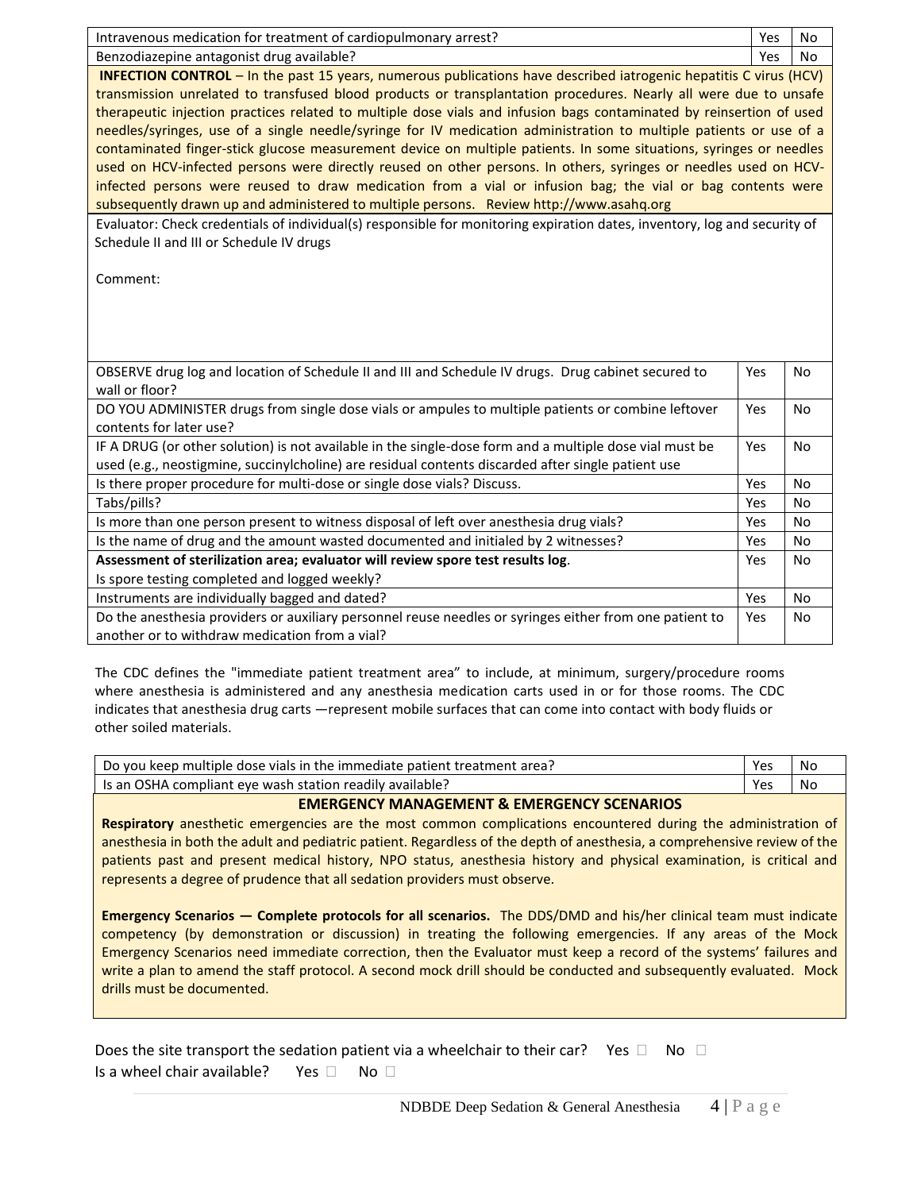| | | |
|---|---|---|
| Intravenous medication for treatment of cardiopulmonary arrest? | Yes | No |
| Benzodiazepine antagonist drug available? | Yes | No |

**INFECTION CONTROL** – In the past 15 years, numerous publications have described iatrogenic hepatitis C virus (HCV) transmission unrelated to transfused blood products or transplantation procedures. Nearly all were due to unsafe therapeutic injection practices related to multiple dose vials and infusion bags contaminated by reinsertion of used needles/syringes, use of a single needle/syringe for IV medication administration to multiple patients or use of a contaminated finger-stick glucose measurement device on multiple patients. In some situations, syringes or needles used on HCV-infected persons were directly reused on other persons. In others, syringes or needles used on HCV-infected persons were reused to draw medication from a vial or infusion bag; the vial or bag contents were subsequently drawn up and administered to multiple persons. Review http://www.asahq.org

Evaluator: Check credentials of individual(s) responsible for monitoring expiration dates, inventory, log and security of Schedule II and III or Schedule IV drugs

Comment:

| | | |
|---|---|---|
| OBSERVE drug log and location of Schedule II and III and Schedule IV drugs. Drug cabinet secured to wall or floor? | Yes | No |
| DO YOU ADMINISTER drugs from single dose vials or ampules to multiple patients or combine leftover contents for later use? | Yes | No |
| IF A DRUG (or other solution) is not available in the single-dose form and a multiple dose vial must be used (e.g., neostigmine, succinylcholine) are residual contents discarded after single patient use | Yes | No |
| Is there proper procedure for multi-dose or single dose vials? Discuss. | Yes | No |
| Tabs/pills? | Yes | No |
| Is more than one person present to witness disposal of left over anesthesia drug vials? | Yes | No |
| Is the name of drug and the amount wasted documented and initialed by 2 witnesses? | Yes | No |
| **Assessment of sterilization area; evaluator will review spore test results log**. Is spore testing completed and logged weekly? | Yes | No |
| Instruments are individually bagged and dated? | Yes | No |
| Do the anesthesia providers or auxiliary personnel reuse needles or syringes either from one patient to another or to withdraw medication from a vial? | Yes | No |

The CDC defines the "immediate patient treatment area" to include, at minimum, surgery/procedure rooms where anesthesia is administered and any anesthesia medication carts used in or for those rooms. The CDC indicates that anesthesia drug carts —represent mobile surfaces that can come into contact with body fluids or other soiled materials.

| | | |
|---|---|---|
| Do you keep multiple dose vials in the immediate patient treatment area? | Yes | No |
| Is an OSHA compliant eye wash station readily available? | Yes | No |

**EMERGENCY MANAGEMENT & EMERGENCY SCENARIOS**

**Respiratory** anesthetic emergencies are the most common complications encountered during the administration of anesthesia in both the adult and pediatric patient. Regardless of the depth of anesthesia, a comprehensive review of the patients past and present medical history, NPO status, anesthesia history and physical examination, is critical and represents a degree of prudence that all sedation providers must observe.

**Emergency Scenarios — Complete protocols for all scenarios.** The DDS/DMD and his/her clinical team must indicate competency (by demonstration or discussion) in treating the following emergencies. If any areas of the Mock Emergency Scenarios need immediate correction, then the Evaluator must keep a record of the systems' failures and write a plan to amend the staff protocol. A second mock drill should be conducted and subsequently evaluated. Mock drills must be documented.

Does the site transport the sedation patient via a wheelchair to their car? Yes ☐ No ☐

Is a wheel chair available? Yes ☐ No ☐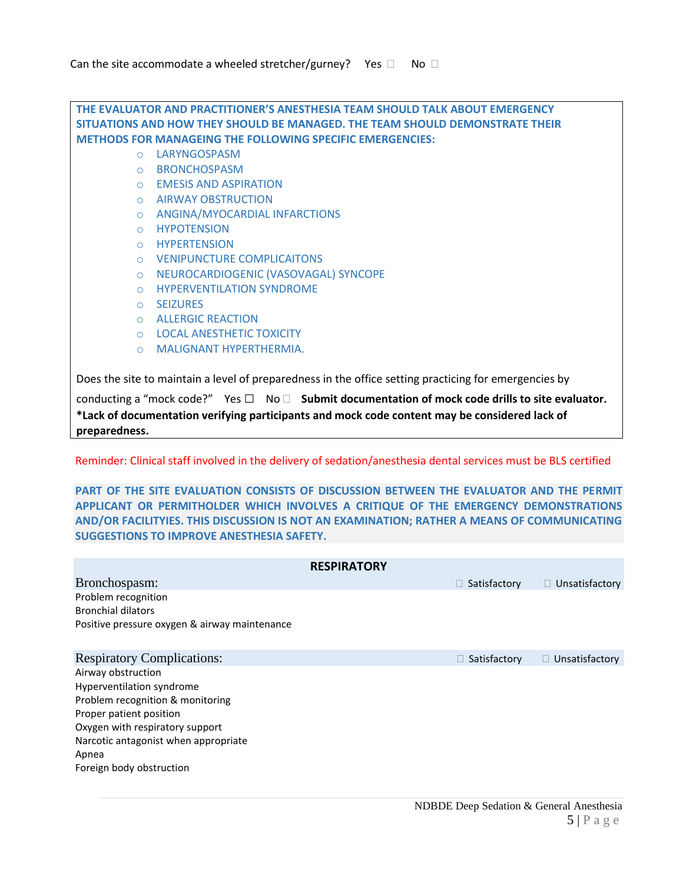Can the site accommodate a wheeled stretcher/gurney? Yes ☐ No ☐

**THE EVALUATOR AND PRACTITIONER'S ANESTHESIA TEAM SHOULD TALK ABOUT EMERGENCY SITUATIONS AND HOW THEY SHOULD BE MANAGED. THE TEAM SHOULD DEMONSTRATE THEIR METHODS FOR MANAGEING THE FOLLOWING SPECIFIC EMERGENCIES:**

- LARYNGOSPASM
- BRONCHOSPASM
- EMESIS AND ASPIRATION
- AIRWAY OBSTRUCTION
- ANGINA/MYOCARDIAL INFARCTIONS
- HYPOTENSION
- HYPERTENSION
- VENIPUNCTURE COMPLICAITONS
- NEUROCARDIOGENIC (VASOVAGAL) SYNCOPE
- HYPERVENTILATION SYNDROME
- SEIZURES
- ALLERGIC REACTION
- LOCAL ANESTHETIC TOXICITY
- MALIGNANT HYPERTHERMIA.

Does the site to maintain a level of preparedness in the office setting practicing for emergencies by conducting a "mock code?" Yes ☐ No ☐ **Submit documentation of mock code drills to site evaluator.**
**\*Lack of documentation verifying participants and mock code content may be considered lack of preparedness.**

Reminder: Clinical staff involved in the delivery of sedation/anesthesia dental services must be BLS certified

**PART OF THE SITE EVALUATION CONSISTS OF DISCUSSION BETWEEN THE EVALUATOR AND THE PERMIT APPLICANT OR PERMITHOLDER WHICH INVOLVES A CRITIQUE OF THE EMERGENCY DEMONSTRATIONS AND/OR FACILITYIES. THIS DISCUSSION IS NOT AN EXAMINATION; RATHER A MEANS OF COMMUNICATING SUGGESTIONS TO IMPROVE ANESTHESIA SAFETY.**

## RESPIRATORY

**Bronchospasm:** ☐ Satisfactory ☐ Unsatisfactory

Problem recognition
Bronchial dilators
Positive pressure oxygen & airway maintenance

**Respiratory Complications:** ☐ Satisfactory ☐ Unsatisfactory

Airway obstruction
Hyperventilation syndrome
Problem recognition & monitoring
Proper patient position
Oxygen with respiratory support
Narcotic antagonist when appropriate
Apnea
Foreign body obstruction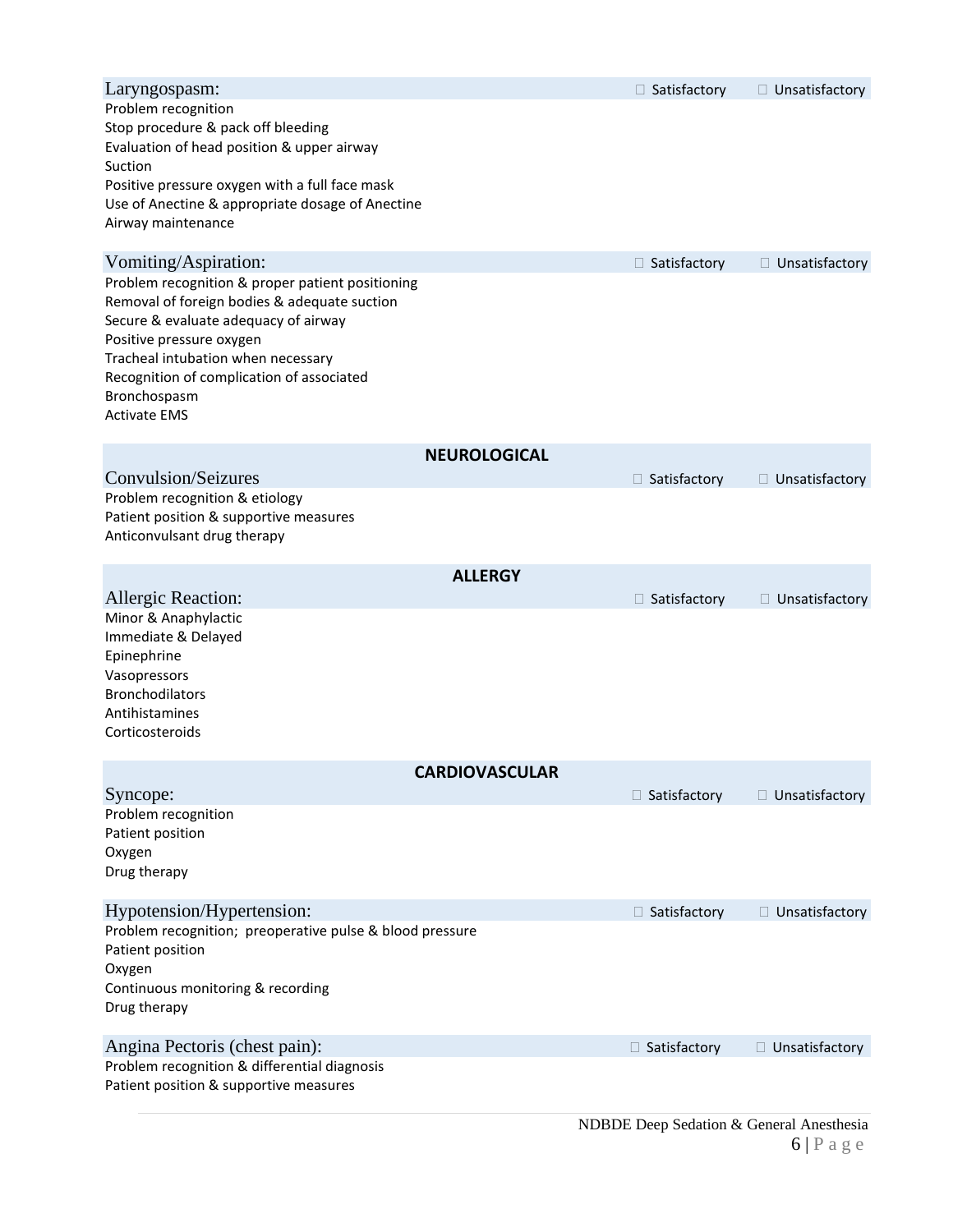**Laryngospasm:** ☐ Satisfactory ☐ Unsatisfactory

Problem recognition
Stop procedure & pack off bleeding
Evaluation of head position & upper airway
Suction
Positive pressure oxygen with a full face mask
Use of Anectine & appropriate dosage of Anectine
Airway maintenance

**Vomiting/Aspiration:** ☐ Satisfactory ☐ Unsatisfactory

Problem recognition & proper patient positioning
Removal of foreign bodies & adequate suction
Secure & evaluate adequacy of airway
Positive pressure oxygen
Tracheal intubation when necessary
Recognition of complication of associated
Bronchospasm
Activate EMS

## NEUROLOGICAL

**Convulsion/Seizures** ☐ Satisfactory ☐ Unsatisfactory

Problem recognition & etiology
Patient position & supportive measures
Anticonvulsant drug therapy

## ALLERGY

**Allergic Reaction:** ☐ Satisfactory ☐ Unsatisfactory

Minor & Anaphylactic
Immediate & Delayed
Epinephrine
Vasopressors
Bronchodilators
Antihistamines
Corticosteroids

## CARDIOVASCULAR

**Syncope:** ☐ Satisfactory ☐ Unsatisfactory

Problem recognition
Patient position
Oxygen
Drug therapy

**Hypotension/Hypertension:** ☐ Satisfactory ☐ Unsatisfactory

Problem recognition; preoperative pulse & blood pressure
Patient position
Oxygen
Continuous monitoring & recording
Drug therapy

**Angina Pectoris (chest pain):** ☐ Satisfactory ☐ Unsatisfactory

Problem recognition & differential diagnosis
Patient position & supportive measures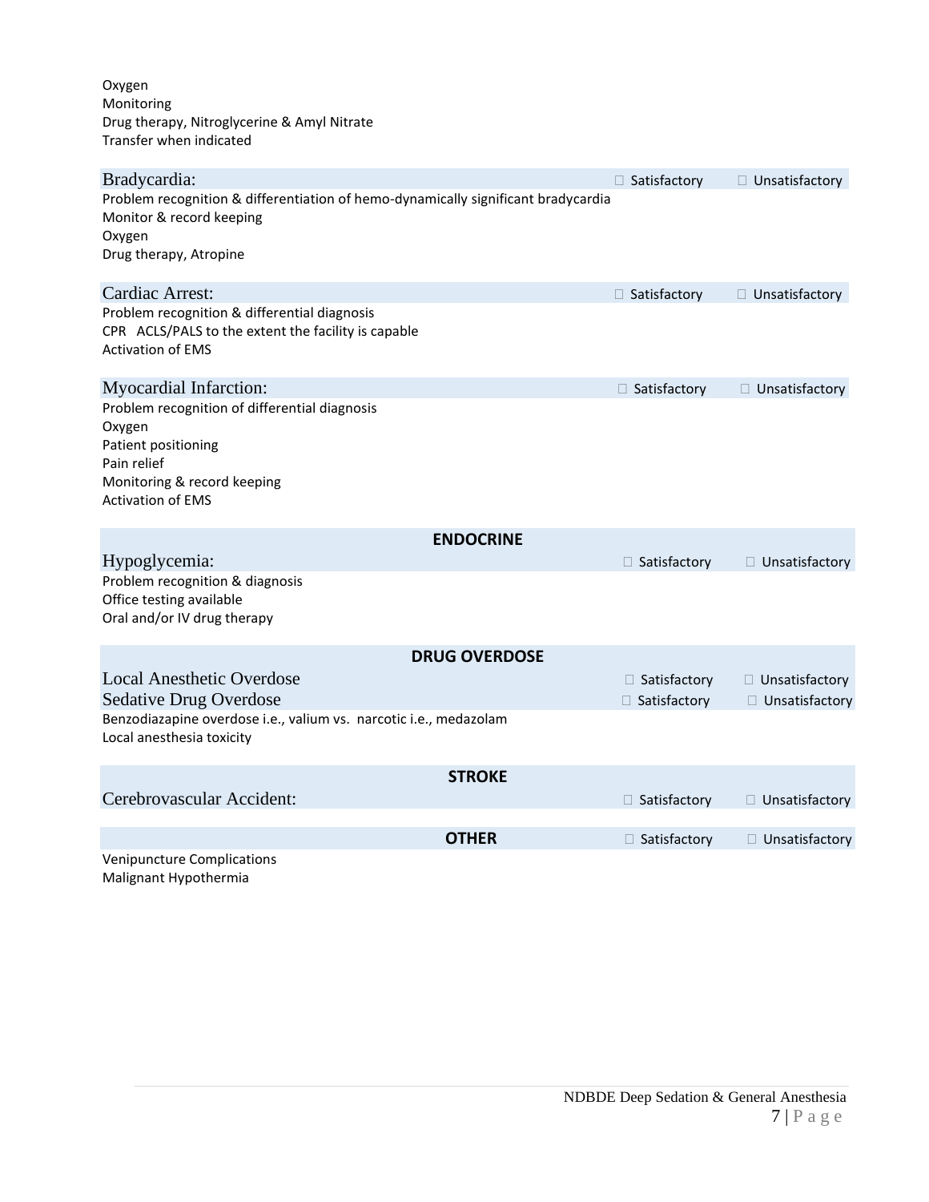Oxygen
Monitoring
Drug therapy, Nitroglycerine & Amyl Nitrate
Transfer when indicated

**Bradycardia:** ☐ Satisfactory ☐ Unsatisfactory

Problem recognition & differentiation of hemo-dynamically significant bradycardia
Monitor & record keeping
Oxygen
Drug therapy, Atropine

**Cardiac Arrest:** ☐ Satisfactory ☐ Unsatisfactory

Problem recognition & differential diagnosis
CPR ACLS/PALS to the extent the facility is capable
Activation of EMS

**Myocardial Infarction:** ☐ Satisfactory ☐ Unsatisfactory

Problem recognition of differential diagnosis
Oxygen
Patient positioning
Pain relief
Monitoring & record keeping
Activation of EMS

## ENDOCRINE

**Hypoglycemia:** ☐ Satisfactory ☐ Unsatisfactory

Problem recognition & diagnosis
Office testing available
Oral and/or IV drug therapy

## DRUG OVERDOSE

**Local Anesthetic Overdose** ☐ Satisfactory ☐ Unsatisfactory

**Sedative Drug Overdose** ☐ Satisfactory ☐ Unsatisfactory

Benzodiazapine overdose i.e., valium vs. narcotic i.e., medazolam
Local anesthesia toxicity

## STROKE

**Cerebrovascular Accident:** ☐ Satisfactory ☐ Unsatisfactory

## OTHER

☐ Satisfactory ☐ Unsatisfactory

Venipuncture Complications
Malignant Hypothermia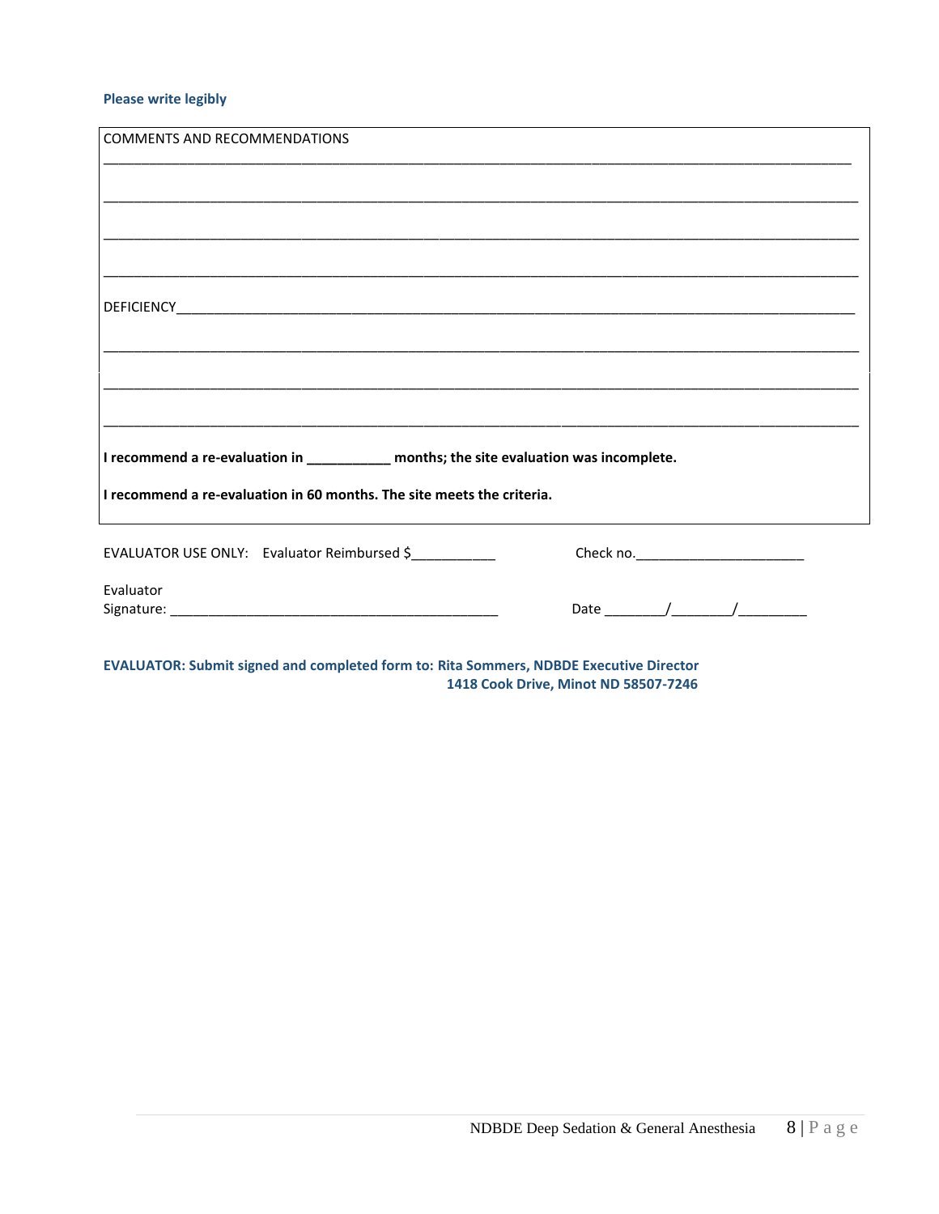**Please write legibly**

COMMENTS AND RECOMMENDATIONS

________________________________________________________________________________________________

________________________________________________________________________________________________

________________________________________________________________________________________________

________________________________________________________________________________________________

DEFICIENCY______________________________________________________________________________________

________________________________________________________________________________________________

________________________________________________________________________________________________

________________________________________________________________________________________________

**I recommend a re-evaluation in ___________ months; the site evaluation was incomplete.**

**I recommend a re-evaluation in 60 months. The site meets the criteria.**

EVALUATOR USE ONLY: Evaluator Reimbursed $___________ Check no.______________________

Evaluator Signature: ___________________________________________ Date ________/________/_________

**EVALUATOR: Submit signed and completed form to: Rita Sommers, NDBDE Executive Director**
**1418 Cook Drive, Minot ND 58507-7246**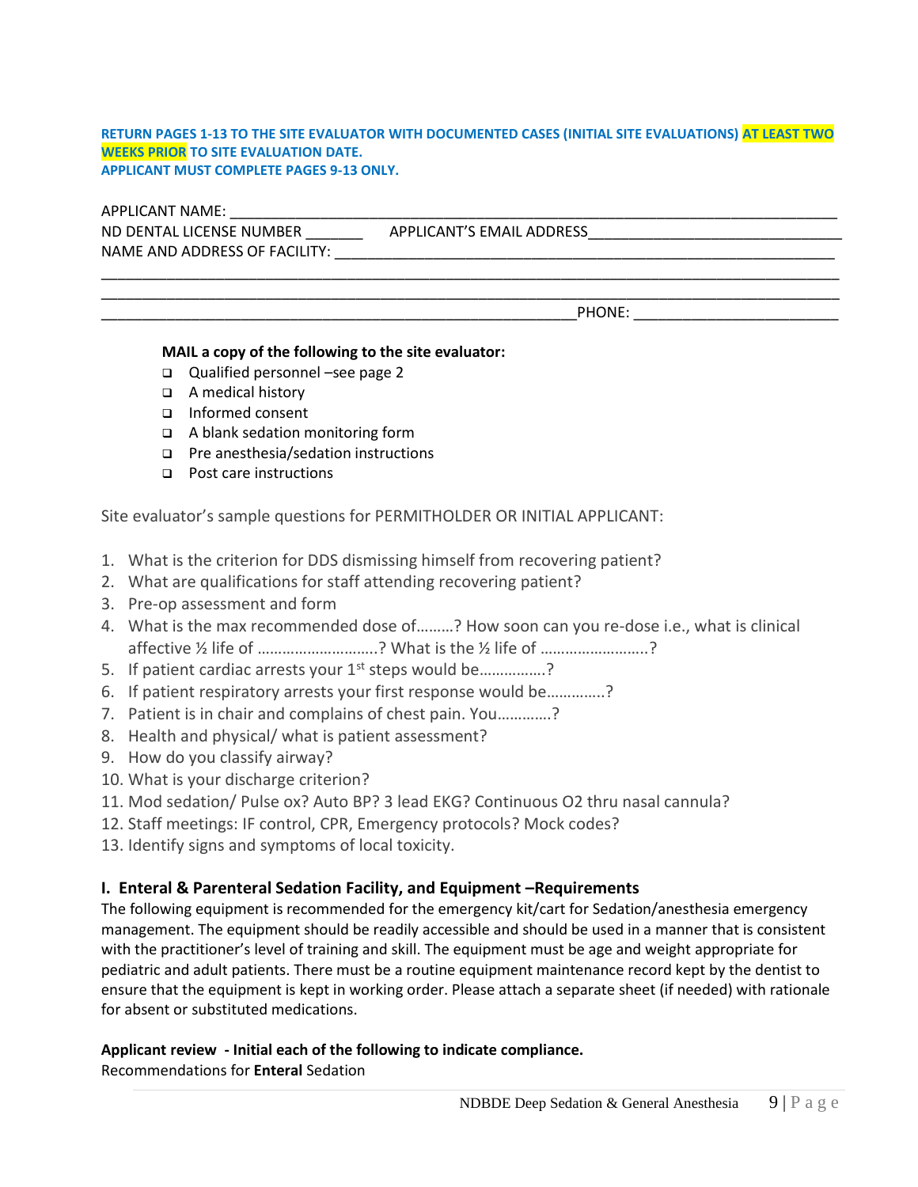**RETURN PAGES 1-13 TO THE SITE EVALUATOR WITH DOCUMENTED CASES (INITIAL SITE EVALUATIONS) AT LEAST TWO WEEKS PRIOR TO SITE EVALUATION DATE.**
**APPLICANT MUST COMPLETE PAGES 9-13 ONLY.**

APPLICANT NAME: ___________________________________________________________________________

ND DENTAL LICENSE NUMBER _______ APPLICANT'S EMAIL ADDRESS______________________________

NAME AND ADDRESS OF FACILITY: ________________________________________________________________

_____________________________________________________________________________________________

_____________________________________________________________________________________________

___________________________________________________________PHONE: _________________________

**MAIL a copy of the following to the site evaluator:**

- ❑ Qualified personnel –see page 2
- ❑ A medical history
- ❑ Informed consent
- ❑ A blank sedation monitoring form
- ❑ Pre anesthesia/sedation instructions
- ❑ Post care instructions

Site evaluator's sample questions for PERMITHOLDER OR INITIAL APPLICANT:

1. What is the criterion for DDS dismissing himself from recovering patient?
2. What are qualifications for staff attending recovering patient?
3. Pre-op assessment and form
4. What is the max recommended dose of………? How soon can you re-dose i.e., what is clinical affective ½ life of ……………………….? What is the ½ life of …………………….?
5. If patient cardiac arrests your 1st steps would be…………….?
6. If patient respiratory arrests your first response would be………….?
7. Patient is in chair and complains of chest pain. You…………?
8. Health and physical/ what is patient assessment?
9. How do you classify airway?
10. What is your discharge criterion?
11. Mod sedation/ Pulse ox? Auto BP? 3 lead EKG? Continuous O2 thru nasal cannula?
12. Staff meetings: IF control, CPR, Emergency protocols? Mock codes?
13. Identify signs and symptoms of local toxicity.

### I. Enteral & Parenteral Sedation Facility, and Equipment –Requirements

The following equipment is recommended for the emergency kit/cart for Sedation/anesthesia emergency management. The equipment should be readily accessible and should be used in a manner that is consistent with the practitioner's level of training and skill. The equipment must be age and weight appropriate for pediatric and adult patients. There must be a routine equipment maintenance record kept by the dentist to ensure that the equipment is kept in working order. Please attach a separate sheet (if needed) with rationale for absent or substituted medications.

**Applicant review - Initial each of the following to indicate compliance.**
Recommendations for **Enteral** Sedation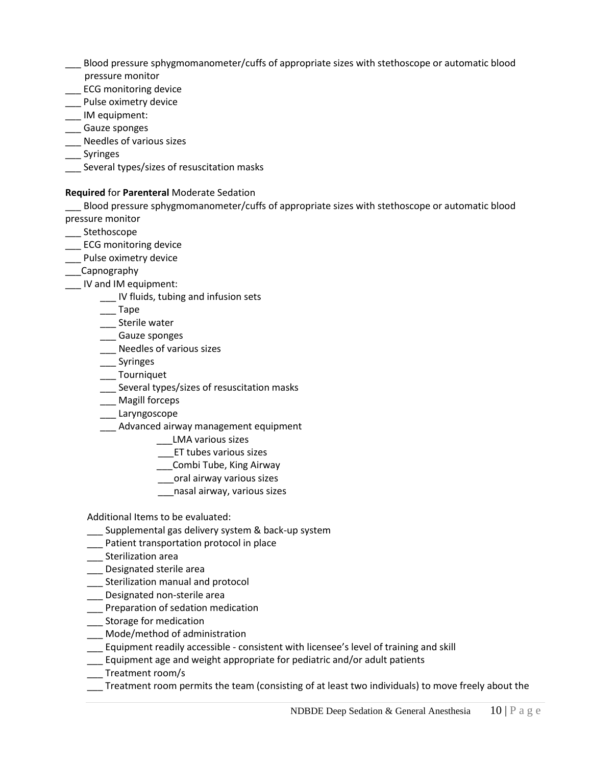___ Blood pressure sphygmomanometer/cuffs of appropriate sizes with stethoscope or automatic blood pressure monitor
___ ECG monitoring device
___ Pulse oximetry device
___ IM equipment:
___ Gauze sponges
___ Needles of various sizes
___ Syringes
___ Several types/sizes of resuscitation masks

**Required** for **Parenteral** Moderate Sedation

___ Blood pressure sphygmomanometer/cuffs of appropriate sizes with stethoscope or automatic blood pressure monitor
___ Stethoscope
___ ECG monitoring device
___ Pulse oximetry device
___Capnography
___ IV and IM equipment:

- ___ IV fluids, tubing and infusion sets
- ___ Tape
- ___ Sterile water
- ___ Gauze sponges
- ___ Needles of various sizes
- ___ Syringes
- ___ Tourniquet
- ___ Several types/sizes of resuscitation masks
- ___ Magill forceps
- ___ Laryngoscope
- ___ Advanced airway management equipment
  - ___LMA various sizes
  - ___ET tubes various sizes
  - ___Combi Tube, King Airway
  - ___oral airway various sizes
  - ___nasal airway, various sizes

Additional Items to be evaluated:

___ Supplemental gas delivery system & back-up system
___ Patient transportation protocol in place
___ Sterilization area
___ Designated sterile area
___ Sterilization manual and protocol
___ Designated non-sterile area
___ Preparation of sedation medication
___ Storage for medication
___ Mode/method of administration
___ Equipment readily accessible - consistent with licensee's level of training and skill
___ Equipment age and weight appropriate for pediatric and/or adult patients
___ Treatment room/s
___ Treatment room permits the team (consisting of at least two individuals) to move freely about the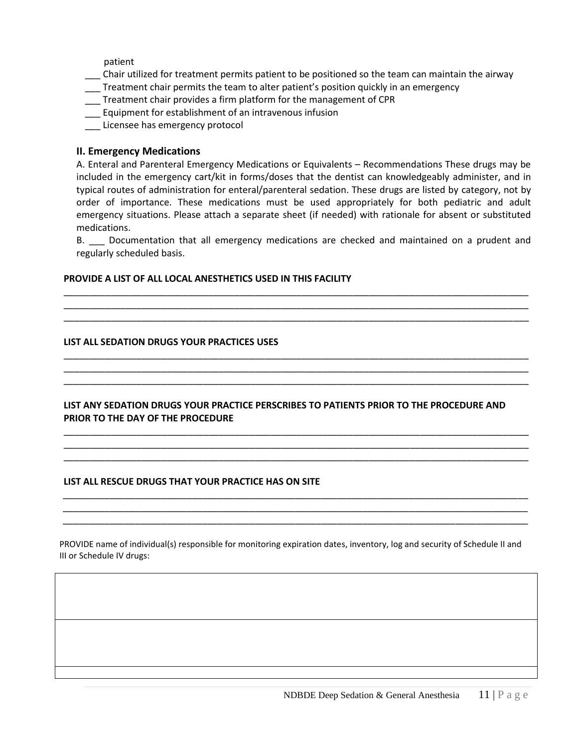patient

___ Chair utilized for treatment permits patient to be positioned so the team can maintain the airway
___ Treatment chair permits the team to alter patient's position quickly in an emergency
___ Treatment chair provides a firm platform for the management of CPR
___ Equipment for establishment of an intravenous infusion
___ Licensee has emergency protocol

### II. Emergency Medications

A. Enteral and Parenteral Emergency Medications or Equivalents – Recommendations These drugs may be included in the emergency cart/kit in forms/doses that the dentist can knowledgeably administer, and in typical routes of administration for enteral/parenteral sedation. These drugs are listed by category, not by order of importance. These medications must be used appropriately for both pediatric and adult emergency situations. Please attach a separate sheet (if needed) with rationale for absent or substituted medications.

B. ___ Documentation that all emergency medications are checked and maintained on a prudent and regularly scheduled basis.

**PROVIDE A LIST OF ALL LOCAL ANESTHETICS USED IN THIS FACILITY**

_______________________________________________________________________________
_______________________________________________________________________________
_______________________________________________________________________________

**LIST ALL SEDATION DRUGS YOUR PRACTICES USES**

_______________________________________________________________________________
_______________________________________________________________________________
_______________________________________________________________________________

**LIST ANY SEDATION DRUGS YOUR PRACTICE PERSCRIBES TO PATIENTS PRIOR TO THE PROCEDURE AND PRIOR TO THE DAY OF THE PROCEDURE**

_______________________________________________________________________________
_______________________________________________________________________________
_______________________________________________________________________________

**LIST ALL RESCUE DRUGS THAT YOUR PRACTICE HAS ON SITE**

_______________________________________________________________________________
_______________________________________________________________________________
_______________________________________________________________________________

PROVIDE name of individual(s) responsible for monitoring expiration dates, inventory, log and security of Schedule II and III or Schedule IV drugs:

| |
|---|
| |
| |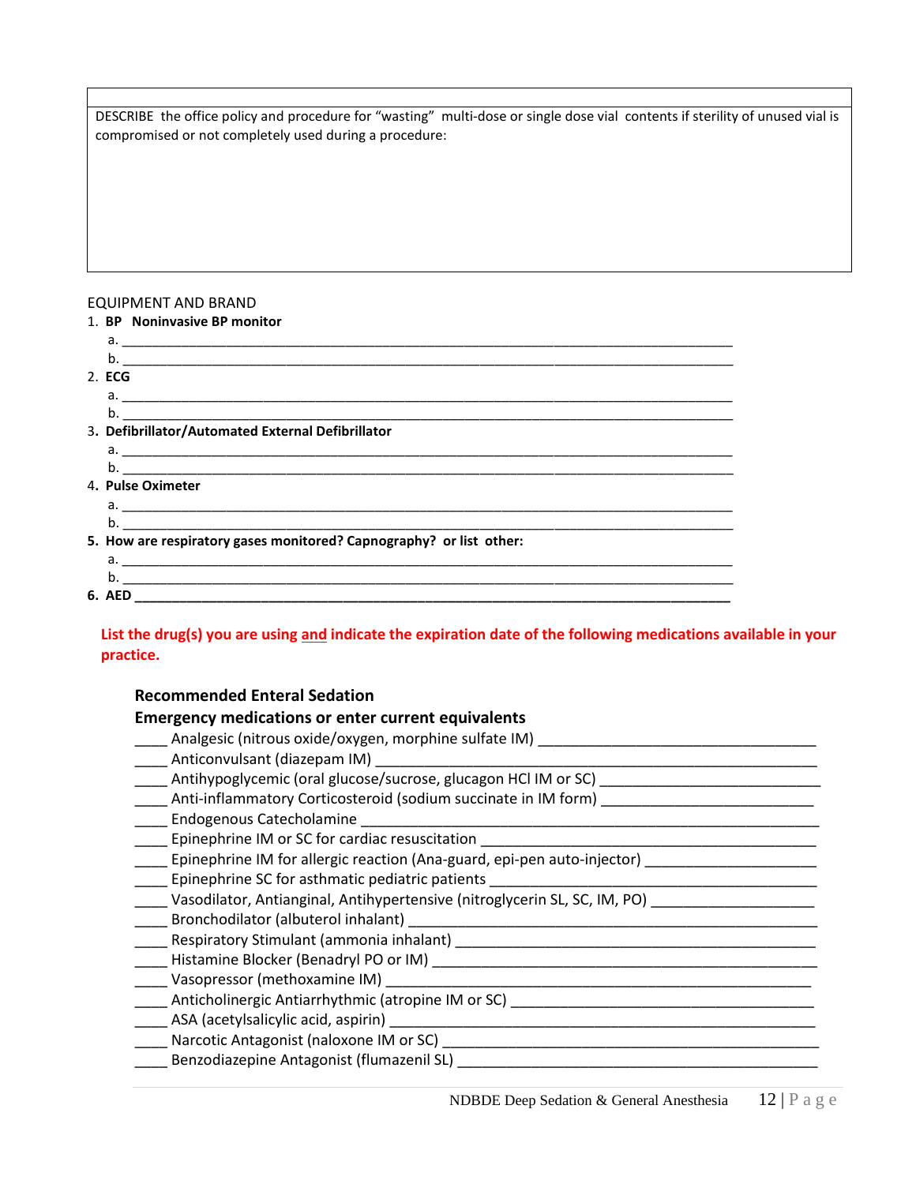| DESCRIBE the office policy and procedure for "wasting" multi-dose or single dose vial contents if sterility of unused vial is compromised or not completely used during a procedure: |
|---|
| |

EQUIPMENT AND BRAND

1. **BP Noninvasive BP monitor**
   a. ___________________________________________________________________________
   b. ___________________________________________________________________________
2. **ECG**
   a. ___________________________________________________________________________
   b. ___________________________________________________________________________
3. **Defibrillator/Automated External Defibrillator**
   a. ___________________________________________________________________________
   b. ___________________________________________________________________________
4. **Pulse Oximeter**
   a. ___________________________________________________________________________
   b. ___________________________________________________________________________
5. **How are respiratory gases monitored? Capnography? or list other:**
   a. ___________________________________________________________________________
   b. ___________________________________________________________________________
6. **AED** ___________________________________________________________________________

**List the drug(s) you are using and indicate the expiration date of the following medications available in your practice.**

**Recommended Enteral Sedation**

**Emergency medications or enter current equivalents**

____ Analgesic (nitrous oxide/oxygen, morphine sulfate IM) ________________________________
____ Anticonvulsant (diazepam IM) ______________________________________________________
____ Antihypoglycemic (oral glucose/sucrose, glucagon HCl IM or SC) ___________________________
____ Anti-inflammatory Corticosteroid (sodium succinate in IM form) __________________________
____ Endogenous Catecholamine ________________________________________________________
____ Epinephrine IM or SC for cardiac resuscitation ________________________________________
____ Epinephrine IM for allergic reaction (Ana-guard, epi-pen auto-injector) ____________________
____ Epinephrine SC for asthmatic pediatric patients _______________________________________
____ Vasodilator, Antianginal, Antihypertensive (nitroglycerin SL, SC, IM, PO) ___________________
____ Bronchodilator (albuterol inhalant) _________________________________________________
____ Respiratory Stimulant (ammonia inhalant) ____________________________________________
____ Histamine Blocker (Benadryl PO or IM) ______________________________________________
____ Vasopressor (methoxamine IM) ____________________________________________________
____ Anticholinergic Antiarrhythmic (atropine IM or SC) ____________________________________
____ ASA (acetylsalicylic acid, aspirin) __________________________________________________
____ Narcotic Antagonist (naloxone IM or SC) ____________________________________________
____ Benzodiazepine Antagonist (flumazenil SL) ___________________________________________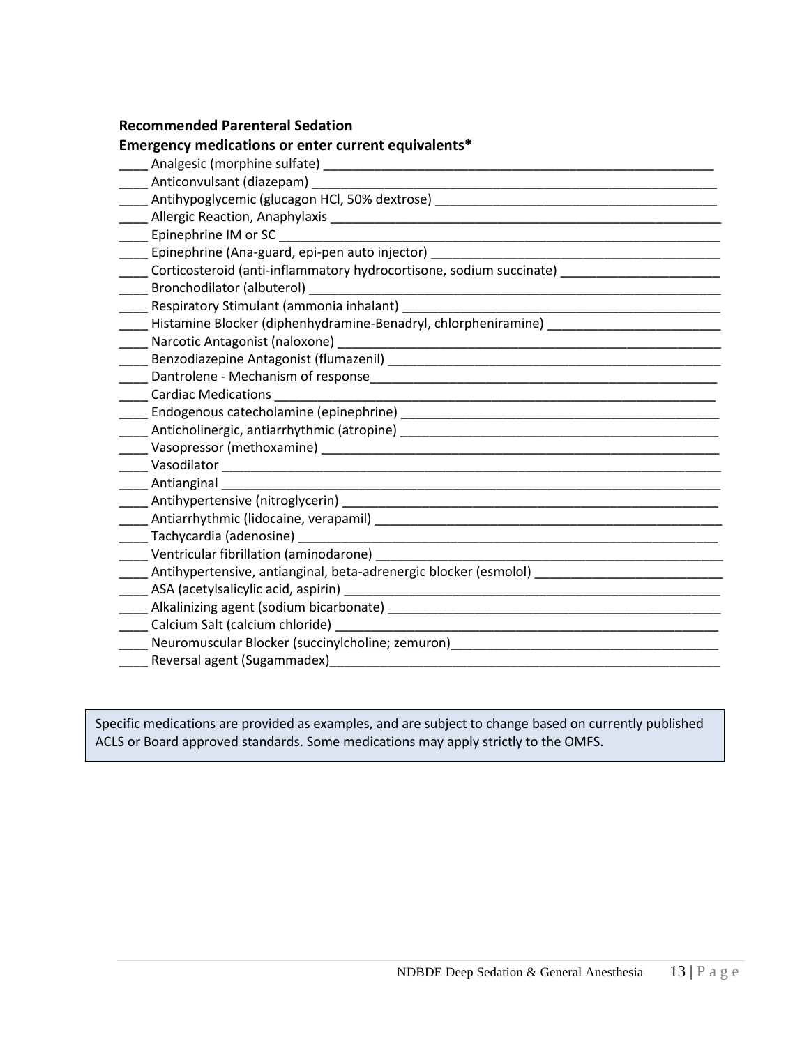**Recommended Parenteral Sedation**

**Emergency medications or enter current equivalents***

____ Analgesic (morphine sulfate) ____________________________________________________

____ Anticonvulsant (diazepam) ______________________________________________________

____ Antihypoglycemic (glucagon HCl, 50% dextrose) _____________________________________

____ Allergic Reaction, Anaphylaxis ____________________________________________________

____ Epinephrine IM or SC __________________________________________________________

____ Epinephrine (Ana-guard, epi-pen auto injector) ______________________________________

____ Corticosteroid (anti-inflammatory hydrocortisone, sodium succinate) _____________________

____ Bronchodilator (albuterol) ________________________________________________________

____ Respiratory Stimulant (ammonia inhalant) __________________________________________

____ Histamine Blocker (diphenhydramine-Benadryl, chlorpheniramine) _______________________

____ Narcotic Antagonist (naloxone) ____________________________________________________

____ Benzodiazepine Antagonist (flumazenil) ____________________________________________

____ Dantrolene - Mechanism of response_______________________________________________

____ Cardiac Medications ___________________________________________________________

____ Endogenous catecholamine (epinephrine) ___________________________________________

____ Anticholinergic, antiarrhythmic (atropine) __________________________________________

____ Vasopressor (methoxamine) _____________________________________________________

____ Vasodilator _________________________________________________________________

____ Antianginal _________________________________________________________________

____ Antihypertensive (nitroglycerin) __________________________________________________

____ Antiarrhythmic (lidocaine, verapamil) _____________________________________________

____ Tachycardia (adenosine) ________________________________________________________

____ Ventricular fibrillation (aminodarone) _____________________________________________

____ Antihypertensive, antianginal, beta-adrenergic blocker (esmolol) _________________________

____ ASA (acetylsalicylic acid, aspirin) _________________________________________________

____ Alkalinizing agent (sodium bicarbonate) ____________________________________________

____ Calcium Salt (calcium chloride) __________________________________________________

____ Neuromuscular Blocker (succinylcholine; zemuron)____________________________________

____ Reversal agent (Sugammadex)____________________________________________________

Specific medications are provided as examples, and are subject to change based on currently published ACLS or Board approved standards. Some medications may apply strictly to the OMFS.